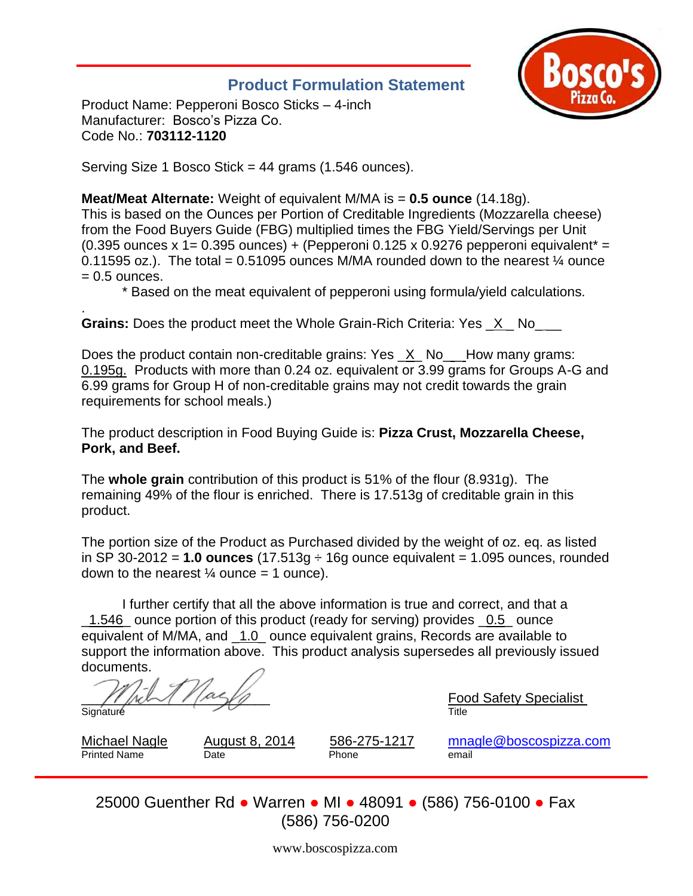## Product Formulation Statement

Product Name: Pepperoni Bosco Sticks – 4-inch
Manufacturer: Bosco's Pizza Co.
Code No.: **703112-1120**

Serving Size 1 Bosco Stick = 44 grams (1.546 ounces).

**Meat/Meat Alternate:** Weight of equivalent M/MA is = **0.5 ounce** (14.18g).
This is based on the Ounces per Portion of Creditable Ingredients (Mozzarella cheese) from the Food Buyers Guide (FBG) multiplied times the FBG Yield/Servings per Unit (0.395 ounces x 1= 0.395 ounces) + (Pepperoni 0.125 x 0.9276 pepperoni equivalent* = 0.11595 oz.). The total = 0.51095 ounces M/MA rounded down to the nearest ¼ ounce = 0.5 ounces.

\* Based on the meat equivalent of pepperoni using formula/yield calculations.

.
**Grains:** Does the product meet the Whole Grain-Rich Criteria: Yes _X_ No___

Does the product contain non-creditable grains: Yes _X_ No___How many grams: 0.195g. Products with more than 0.24 oz. equivalent or 3.99 grams for Groups A-G and 6.99 grams for Group H of non-creditable grains may not credit towards the grain requirements for school meals.)

The product description in Food Buying Guide is: **Pizza Crust, Mozzarella Cheese, Pork, and Beef.**

The **whole grain** contribution of this product is 51% of the flour (8.931g). The remaining 49% of the flour is enriched. There is 17.513g of creditable grain in this product.

The portion size of the Product as Purchased divided by the weight of oz. eq. as listed in SP 30-2012 = **1.0 ounces** (17.513g ÷ 16g ounce equivalent = 1.095 ounces, rounded down to the nearest ¼ ounce = 1 ounce).

I further certify that all the above information is true and correct, and that a _1.546_ ounce portion of this product (ready for serving) provides _0.5_ ounce equivalent of M/MA, and _1.0_ ounce equivalent grains, Records are available to support the information above. This product analysis supersedes all previously issued documents.

Signature: [signature]　　Title: Food Safety Specialist

| Printed Name | Date | Phone | email |
|---|---|---|---|
| Michael Nagle | August 8, 2014 | 586-275-1217 | mnagle@boscospizza.com |

25000 Guenther Rd ● Warren ● MI ● 48091 ● (586) 756-0100 ● Fax (586) 756-0200

www.boscospizza.com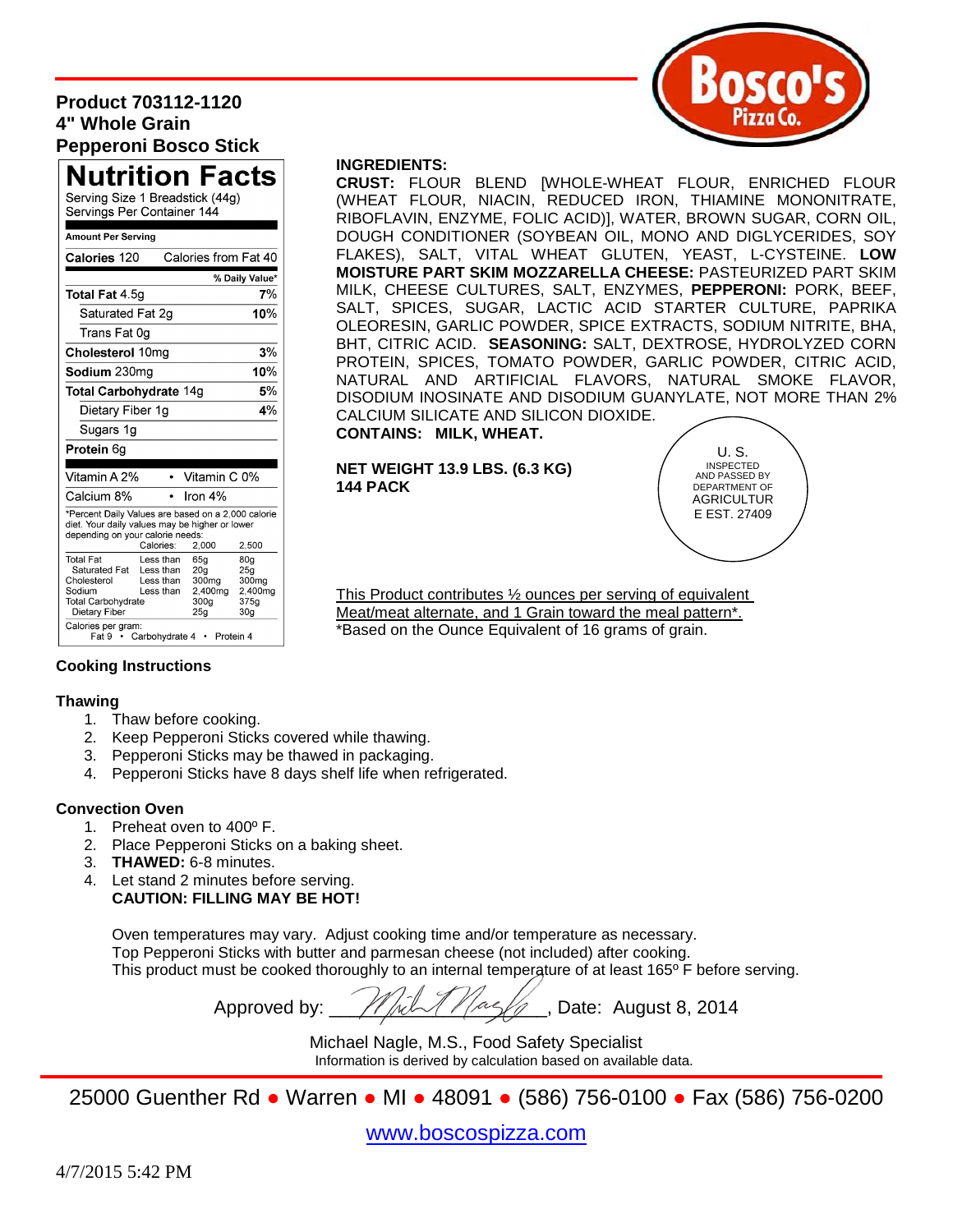**Product 703112-1120**
**4" Whole Grain**
**Pepperoni Bosco Stick**

# Nutrition Facts

Serving Size 1 Breadstick (44g)
Servings Per Container 144

| Amount Per Serving | |
|---|---|
| **Calories** 120 | Calories from Fat 40 |
| | **% Daily Value*** |
| **Total Fat** 4.5g | **7%** |
| Saturated Fat 2g | **10%** |
| Trans Fat 0g | |
| **Cholesterol** 10mg | **3%** |
| **Sodium** 230mg | **10%** |
| **Total Carbohydrate** 14g | **5%** |
| Dietary Fiber 1g | **4%** |
| Sugars 1g | |
| **Protein** 6g | |

| | |
|---|---|
| Vitamin A 2% | Vitamin C 0% |
| Calcium 8% | Iron 4% |

*Percent Daily Values are based on a 2,000 calorie diet. Your daily values may be higher or lower depending on your calorie needs:

| | Calories: | 2,000 | 2,500 |
|---|---|---|---|
| Total Fat | Less than | 65g | 80g |
| Saturated Fat | Less than | 20g | 25g |
| Cholesterol | Less than | 300mg | 300mg |
| Sodium | Less than | 2,400mg | 2,400mg |
| Total Carbohydrate | | 300g | 375g |
| Dietary Fiber | | 25g | 30g |

Calories per gram:
Fat 9 • Carbohydrate 4 • Protein 4

**INGREDIENTS:**
**CRUST:** FLOUR BLEND [WHOLE-WHEAT FLOUR, ENRICHED FLOUR (WHEAT FLOUR, NIACIN, REDUCED IRON, THIAMINE MONONITRATE, RIBOFLAVIN, ENZYME, FOLIC ACID)], WATER, BROWN SUGAR, CORN OIL, DOUGH CONDITIONER (SOYBEAN OIL, MONO AND DIGLYCERIDES, SOY FLAKES), SALT, VITAL WHEAT GLUTEN, YEAST, L-CYSTEINE. **LOW MOISTURE PART SKIM MOZZARELLA CHEESE:** PASTEURIZED PART SKIM MILK, CHEESE CULTURES, SALT, ENZYMES, **PEPPERONI:** PORK, BEEF, SALT, SPICES, SUGAR, LACTIC ACID STARTER CULTURE, PAPRIKA OLEORESIN, GARLIC POWDER, SPICE EXTRACTS, SODIUM NITRITE, BHA, BHT, CITRIC ACID. **SEASONING:** SALT, DEXTROSE, HYDROLYZED CORN PROTEIN, SPICES, TOMATO POWDER, GARLIC POWDER, CITRIC ACID, NATURAL AND ARTIFICIAL FLAVORS, NATURAL SMOKE FLAVOR, DISODIUM INOSINATE AND DISODIUM GUANYLATE, NOT MORE THAN 2% CALCIUM SILICATE AND SILICON DIOXIDE.
**CONTAINS: MILK, WHEAT.**

**NET WEIGHT 13.9 LBS. (6.3 KG)**
**144 PACK**

U. S. INSPECTED AND PASSED BY DEPARTMENT OF AGRICULTURE EST. 27409

This Product contributes ½ ounces per serving of equivalent Meat/meat alternate, and 1 Grain toward the meal pattern*.
*Based on the Ounce Equivalent of 16 grams of grain.

**Cooking Instructions**

**Thawing**

1. Thaw before cooking.
2. Keep Pepperoni Sticks covered while thawing.
3. Pepperoni Sticks may be thawed in packaging.
4. Pepperoni Sticks have 8 days shelf life when refrigerated.

**Convection Oven**

1. Preheat oven to 400º F.
2. Place Pepperoni Sticks on a baking sheet.
3. **THAWED:** 6-8 minutes.
4. Let stand 2 minutes before serving.
   **CAUTION: FILLING MAY BE HOT!**

Oven temperatures may vary. Adjust cooking time and/or temperature as necessary.
Top Pepperoni Sticks with butter and parmesan cheese (not included) after cooking.
This product must be cooked thoroughly to an internal temperature of at least 165º F before serving.

Approved by: ______________, Date: August 8, 2014

Michael Nagle, M.S., Food Safety Specialist
Information is derived by calculation based on available data.

25000 Guenther Rd • Warren • MI • 48091 • (586) 756-0100 • Fax (586) 756-0200

www.boscospizza.com

4/7/2015 5:42 PM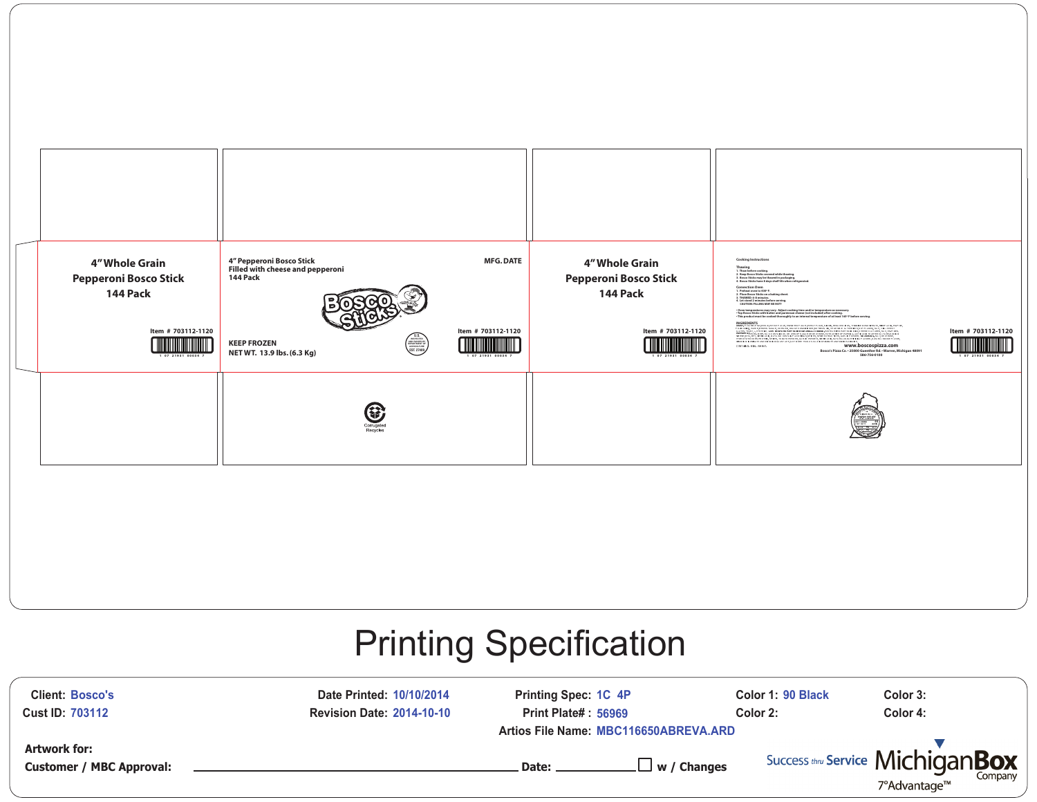4" Whole Grain
Pepperoni Bosco Stick
144 Pack

Item # 703112-1120

4" Pepperoni Bosco Stick
Filled with cheese and pepperoni
144 Pack

MFG. DATE

Bosco Sticks

KEEP FROZEN
NET WT. 13.9 lbs. (6.3 Kg)

Item # 703112-1120

4" Whole Grain
Pepperoni Bosco Stick
144 Pack

Item # 703112-1120

Cooking Instructions

Thawing
1. Thaw before cooking.
2. Keep Bosco Sticks covered while thawing.
3. Bosco Sticks may be thawed in packaging.
4. Bosco Sticks have 8 days shelf life when refrigerated.

Convection Oven:
1. Preheat oven to 400° F.
2. Place Bosco Sticks on a baking sheet.
3. THAWED: 6-8 minutes.
4. Let stand 2 minutes before serving.
CAUTION: FILLING MAY BE HOT!

• Oven temperatures may vary. Adjust cooking time and/or temperature as necessary.
• Top Bosco Sticks with butter and parmesan cheese (not included) after cooking.
• This product must be cooked thoroughly to an internal temperature of at least 165° F before serving.

INGREDIENTS:

www.boscospizza.com
Bosco's Pizza Co. • 25000 Guenther Rd. • Warren, Michigan 48091
586-756-0100

Item # 703112-1120

Corrugated Recycles

# Printing Specification

Client: Bosco's
Cust ID: 703112

Date Printed: 10/10/2014
Revision Date: 2014-10-10

Printing Spec: 1C 4P
Print Plate# : 56969
Artios File Name: MBC116650ABREVA.ARD

Color 1: 90 Black
Color 2:

Color 3:
Color 4:

Artwork for:
Customer / MBC Approval: ____________________ Date: __________ ☐ w / Changes

Success thru Service
MichiganBox Company
7°Advantage™